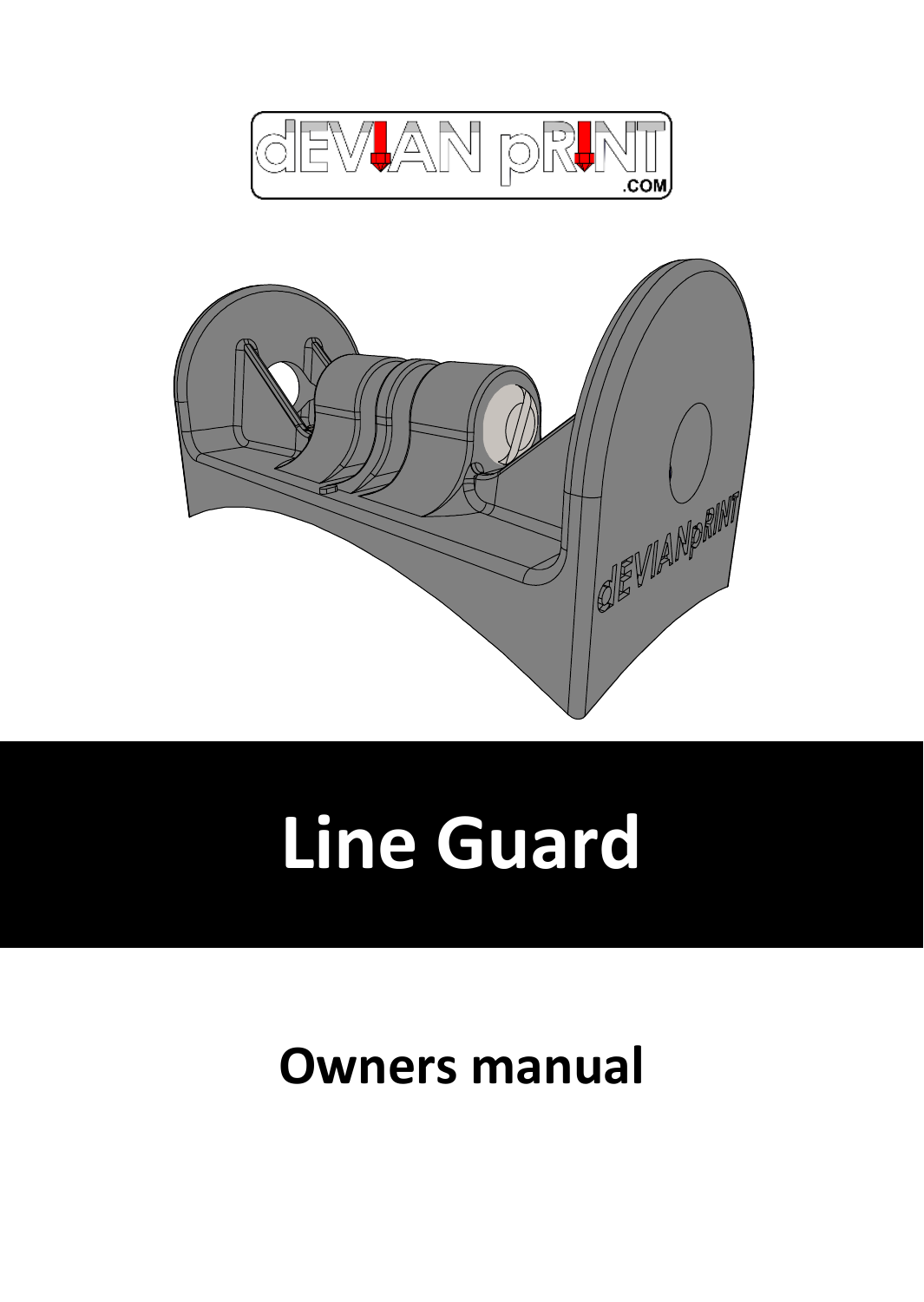# Line Guard

## Owners manual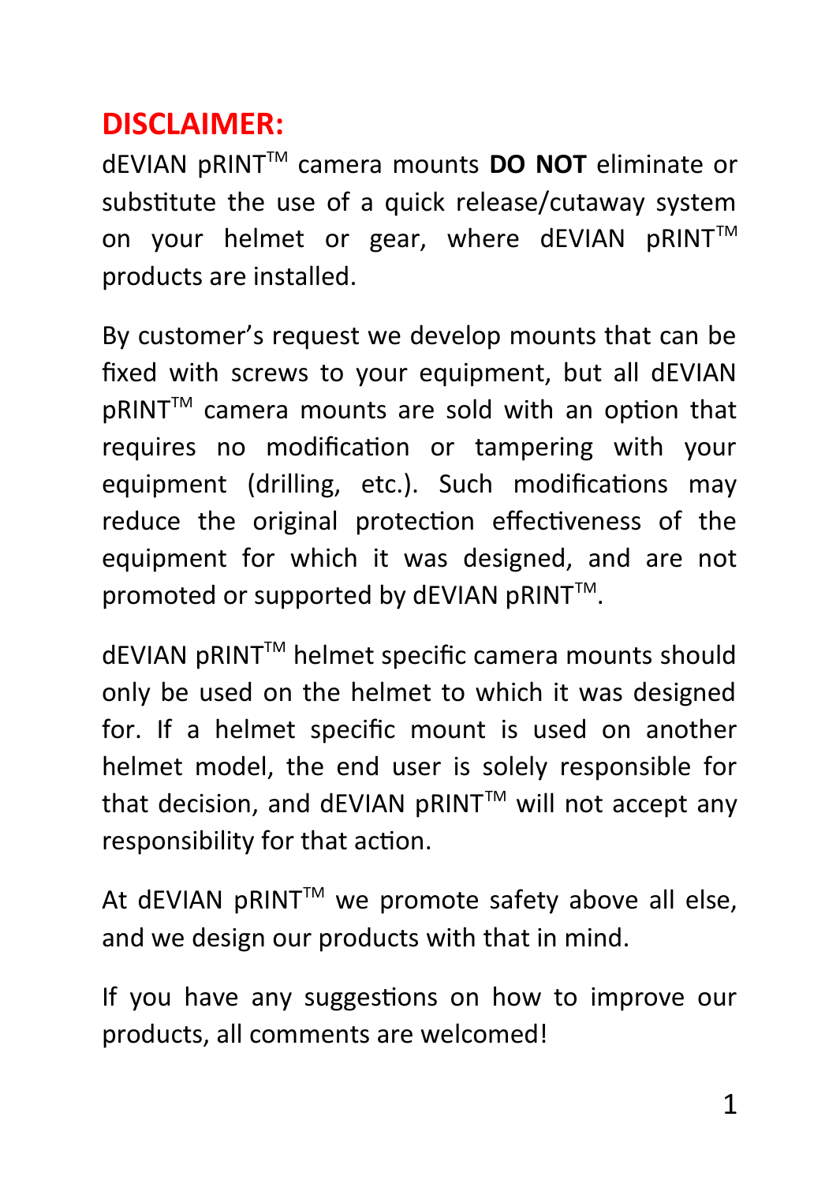# DISCLAIMER:

dEVIAN pRINT™ camera mounts **DO NOT** eliminate or substitute the use of a quick release/cutaway system on your helmet or gear, where dEVIAN pRINT™ products are installed.

By customer's request we develop mounts that can be fixed with screws to your equipment, but all dEVIAN pRINT™ camera mounts are sold with an option that requires no modification or tampering with your equipment (drilling, etc.). Such modifications may reduce the original protection effectiveness of the equipment for which it was designed, and are not promoted or supported by dEVIAN pRINT™.

dEVIAN pRINT™ helmet specific camera mounts should only be used on the helmet to which it was designed for. If a helmet specific mount is used on another helmet model, the end user is solely responsible for that decision, and dEVIAN pRINT™ will not accept any responsibility for that action.

At dEVIAN pRINT™ we promote safety above all else, and we design our products with that in mind.

If you have any suggestions on how to improve our products, all comments are welcomed!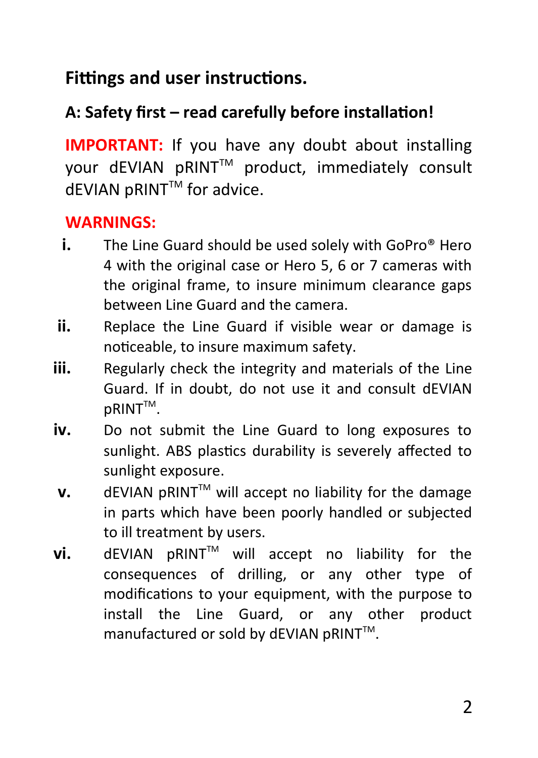## Fittings and user instructions.

### A: Safety first – read carefully before installation!

**IMPORTANT:** If you have any doubt about installing your dEVIAN pRINT™ product, immediately consult dEVIAN pRINT™ for advice.

**WARNINGS:**

- **i.** The Line Guard should be used solely with GoPro® Hero 4 with the original case or Hero 5, 6 or 7 cameras with the original frame, to insure minimum clearance gaps between Line Guard and the camera.
- **ii.** Replace the Line Guard if visible wear or damage is noticeable, to insure maximum safety.
- **iii.** Regularly check the integrity and materials of the Line Guard. If in doubt, do not use it and consult dEVIAN pRINT™.
- **iv.** Do not submit the Line Guard to long exposures to sunlight. ABS plastics durability is severely affected to sunlight exposure.
- **v.** dEVIAN pRINT™ will accept no liability for the damage in parts which have been poorly handled or subjected to ill treatment by users.
- **vi.** dEVIAN pRINT™ will accept no liability for the consequences of drilling, or any other type of modifications to your equipment, with the purpose to install the Line Guard, or any other product manufactured or sold by dEVIAN pRINT™.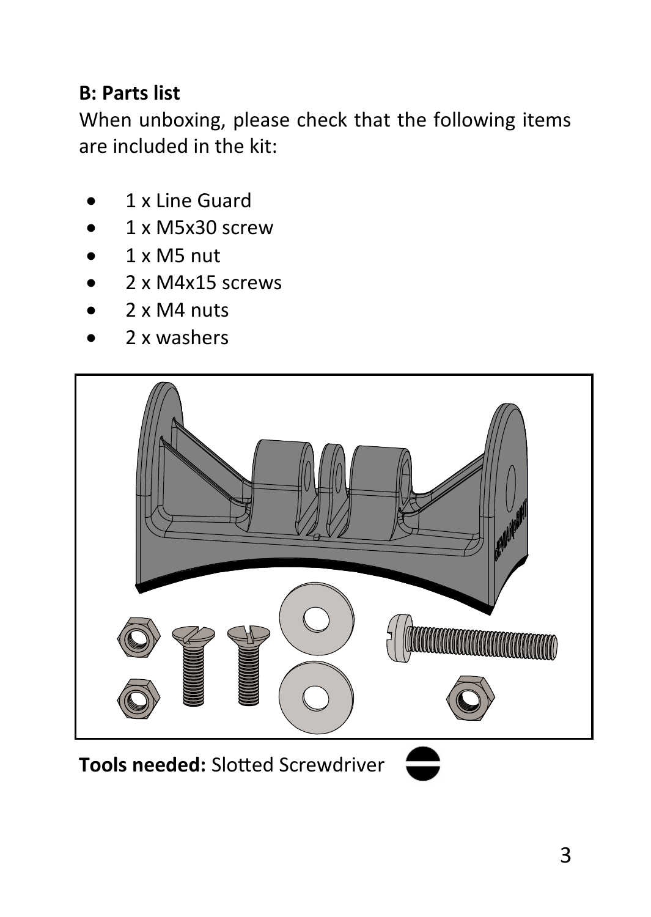**B: Parts list**

When unboxing, please check that the following items are included in the kit:

- 1 x Line Guard
- 1 x M5x30 screw
- 1 x M5 nut
- 2 x M4x15 screws
- 2 x M4 nuts
- 2 x washers

**Tools needed:** Slotted Screwdriver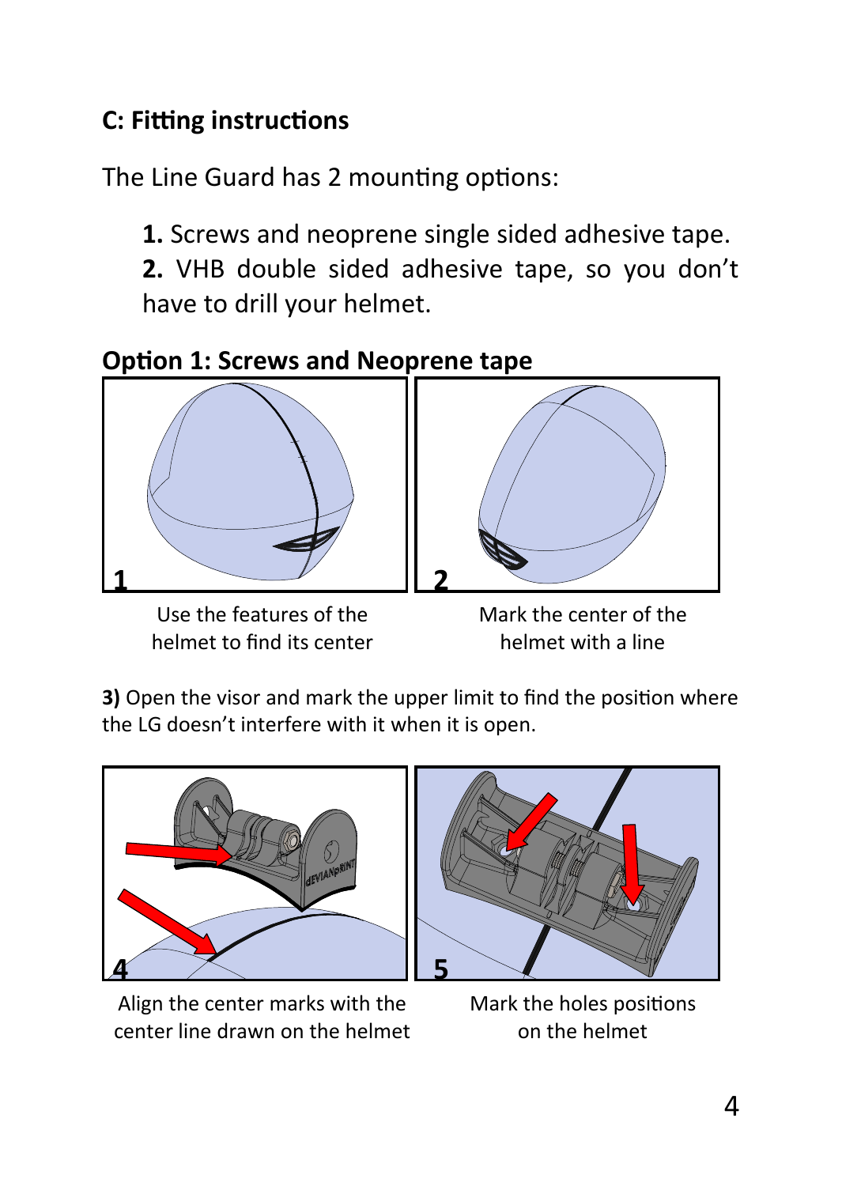## C: Fitting instructions

The Line Guard has 2 mounting options:

> **1.** Screws and neoprene single sided adhesive tape.
> **2.** VHB double sided adhesive tape, so you don't have to drill your helmet.

### Option 1: Screws and Neoprene tape

1

Use the features of the helmet to find its center

2

Mark the center of the helmet with a line

**3)** Open the visor and mark the upper limit to find the position where the LG doesn't interfere with it when it is open.

4

Align the center marks with the center line drawn on the helmet

5

Mark the holes positions on the helmet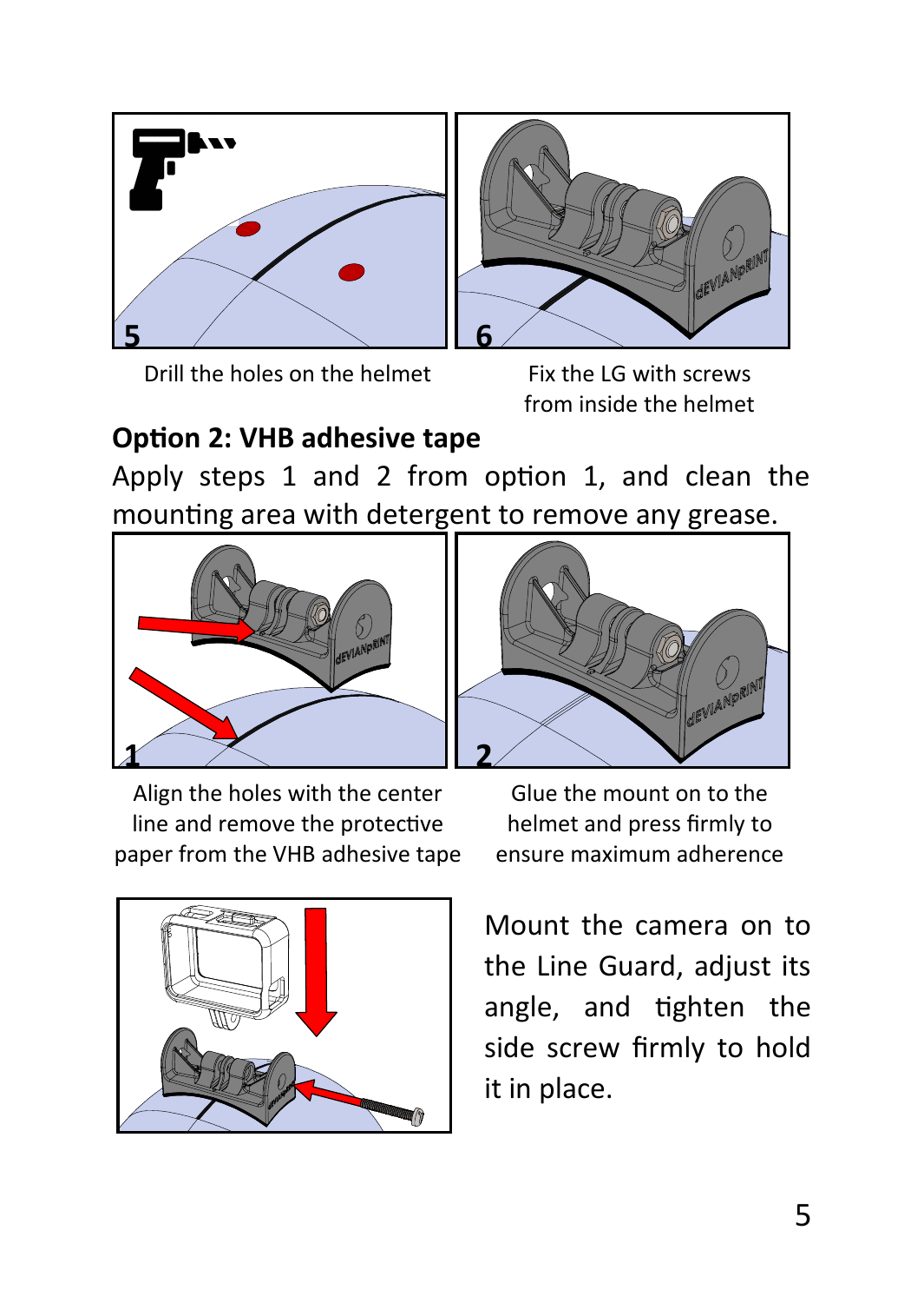5

Drill the holes on the helmet

6

Fix the LG with screws from inside the helmet

## Option 2: VHB adhesive tape

Apply steps 1 and 2 from option 1, and clean the mounting area with detergent to remove any grease.

1

Align the holes with the center line and remove the protective paper from the VHB adhesive tape

2

Glue the mount on to the helmet and press firmly to ensure maximum adherence

Mount the camera on to the Line Guard, adjust its angle, and tighten the side screw firmly to hold it in place.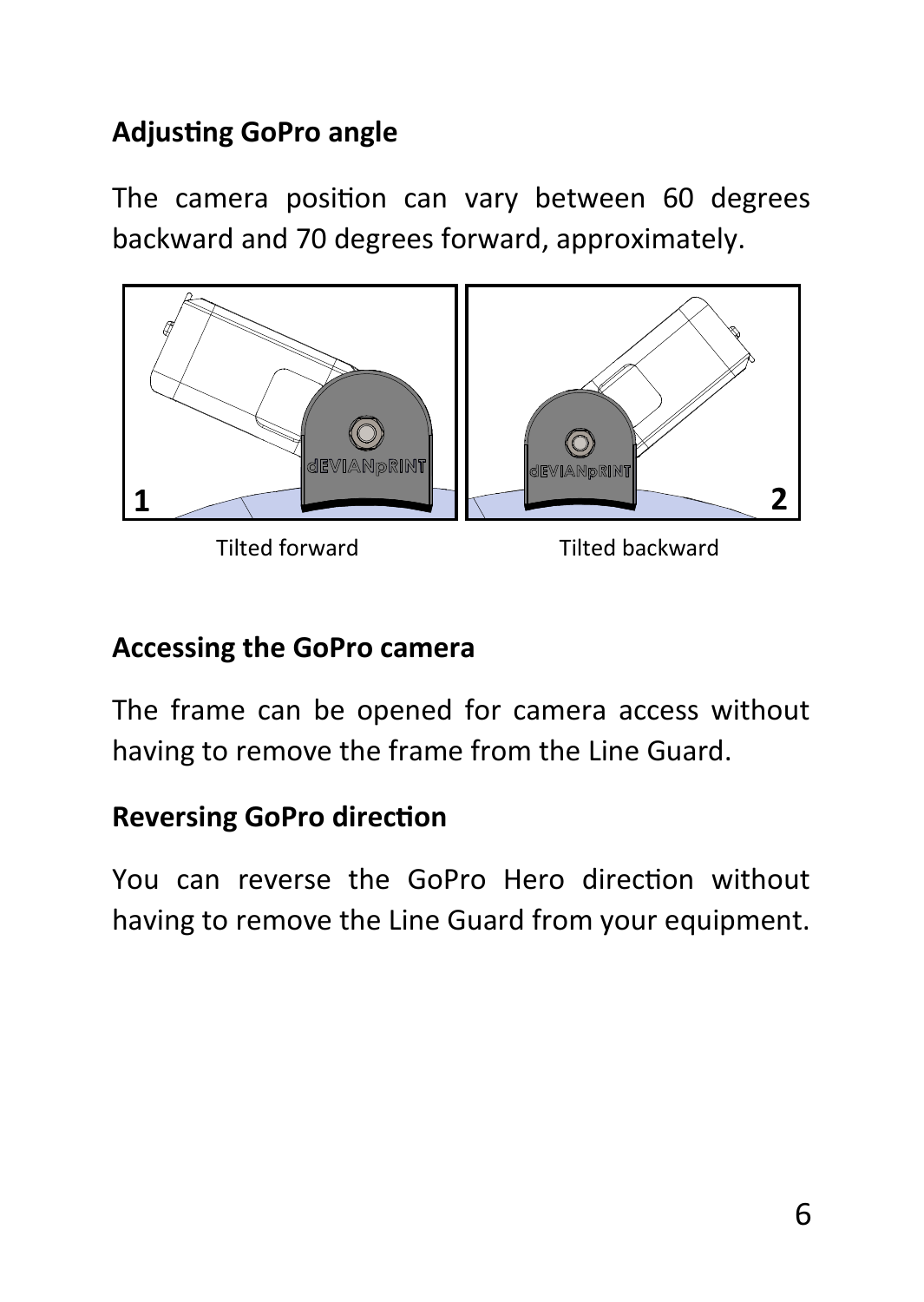### Adjusting GoPro angle

The camera position can vary between 60 degrees backward and 70 degrees forward, approximately.

Tilted forward

Tilted backward

### Accessing the GoPro camera

The frame can be opened for camera access without having to remove the frame from the Line Guard.

### Reversing GoPro direction

You can reverse the GoPro Hero direction without having to remove the Line Guard from your equipment.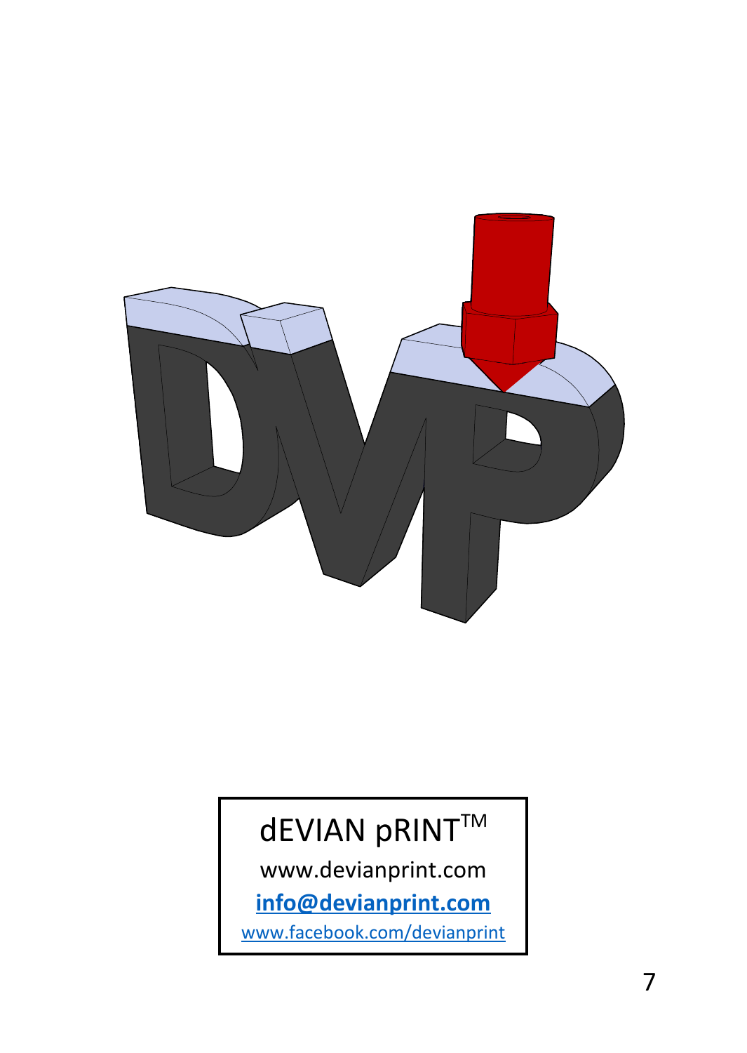dEVIAN pRINT™

www.devianprint.com

**info@devianprint.com**

www.facebook.com/devianprint